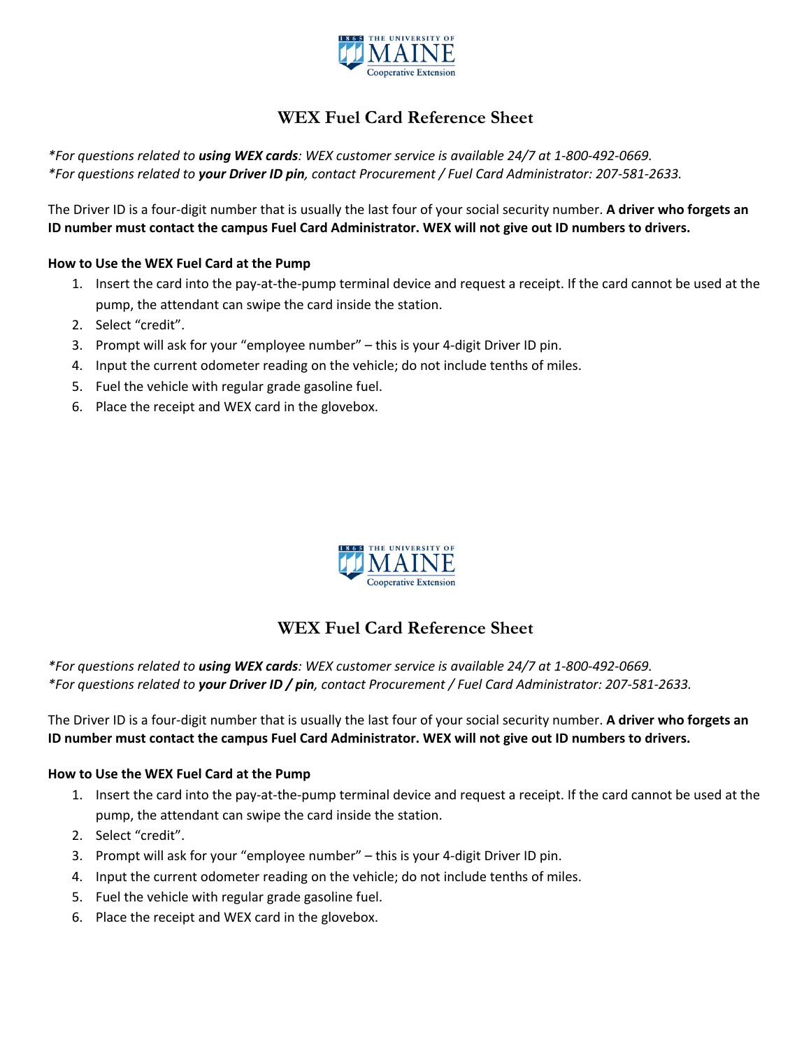THE UNIVERSITY OF MAINE Cooperative Extension

# WEX Fuel Card Reference Sheet

**For questions related to **using WEX cards**: WEX customer service is available 24/7 at 1-800-492-0669.*
**For questions related to **your Driver ID pin**, contact Procurement / Fuel Card Administrator: 207-581-2633.*

The Driver ID is a four-digit number that is usually the last four of your social security number. **A driver who forgets an ID number must contact the campus Fuel Card Administrator. WEX will not give out ID numbers to drivers.**

**How to Use the WEX Fuel Card at the Pump**

1. Insert the card into the pay-at-the-pump terminal device and request a receipt. If the card cannot be used at the pump, the attendant can swipe the card inside the station.
2. Select "credit".
3. Prompt will ask for your "employee number" – this is your 4-digit Driver ID pin.
4. Input the current odometer reading on the vehicle; do not include tenths of miles.
5. Fuel the vehicle with regular grade gasoline fuel.
6. Place the receipt and WEX card in the glovebox.

THE UNIVERSITY OF MAINE Cooperative Extension

# WEX Fuel Card Reference Sheet

**For questions related to **using WEX cards**: WEX customer service is available 24/7 at 1-800-492-0669.*
**For questions related to **your Driver ID / pin**, contact Procurement / Fuel Card Administrator: 207-581-2633.*

The Driver ID is a four-digit number that is usually the last four of your social security number. **A driver who forgets an ID number must contact the campus Fuel Card Administrator. WEX will not give out ID numbers to drivers.**

**How to Use the WEX Fuel Card at the Pump**

1. Insert the card into the pay-at-the-pump terminal device and request a receipt. If the card cannot be used at the pump, the attendant can swipe the card inside the station.
2. Select "credit".
3. Prompt will ask for your "employee number" – this is your 4-digit Driver ID pin.
4. Input the current odometer reading on the vehicle; do not include tenths of miles.
5. Fuel the vehicle with regular grade gasoline fuel.
6. Place the receipt and WEX card in the glovebox.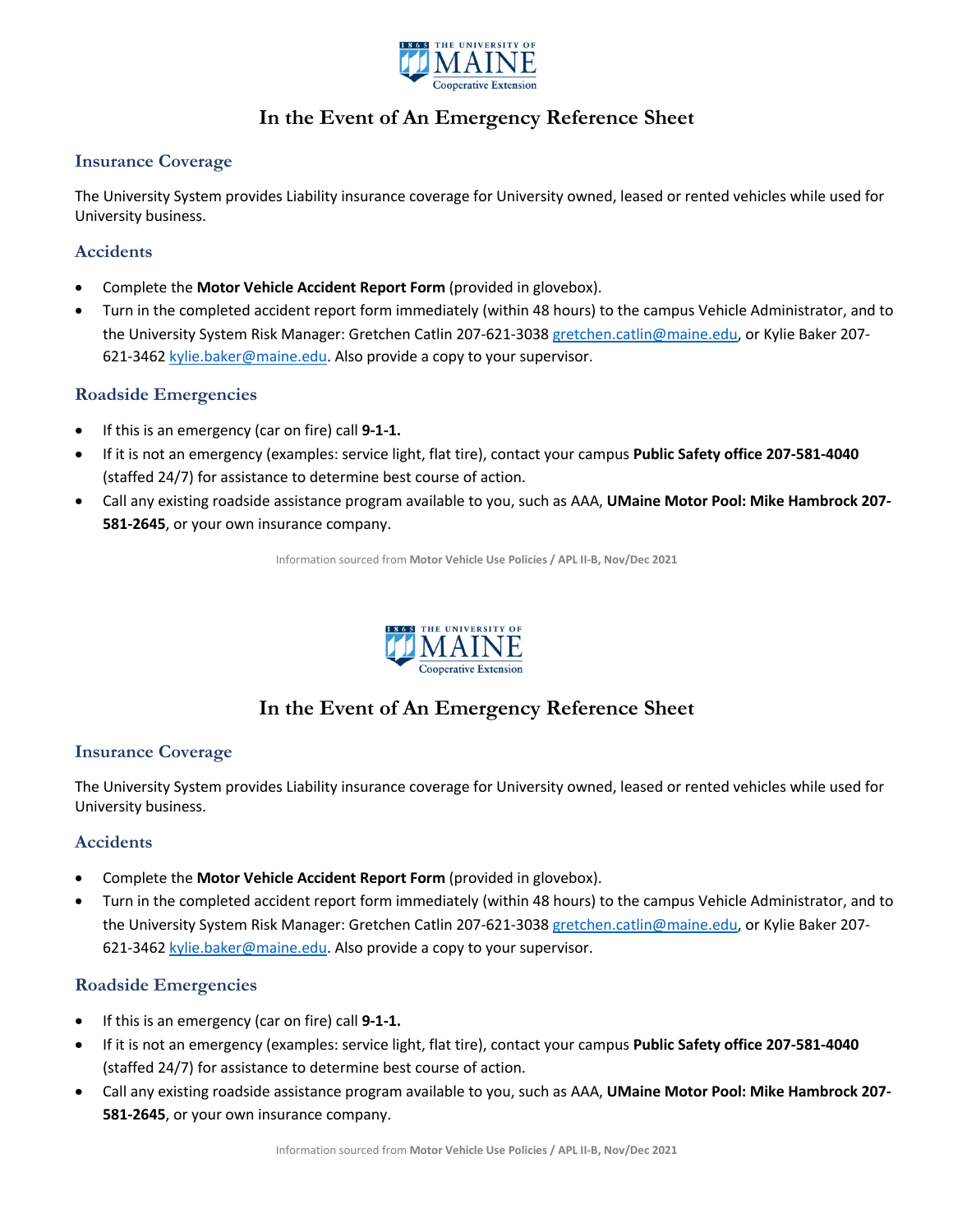THE UNIVERSITY OF MAINE Cooperative Extension

# In the Event of An Emergency Reference Sheet

## Insurance Coverage

The University System provides Liability insurance coverage for University owned, leased or rented vehicles while used for University business.

## Accidents

- Complete the **Motor Vehicle Accident Report Form** (provided in glovebox).
- Turn in the completed accident report form immediately (within 48 hours) to the campus Vehicle Administrator, and to the University System Risk Manager: Gretchen Catlin 207-621-3038 gretchen.catlin@maine.edu, or Kylie Baker 207-621-3462 kylie.baker@maine.edu. Also provide a copy to your supervisor.

## Roadside Emergencies

- If this is an emergency (car on fire) call **9-1-1.**
- If it is not an emergency (examples: service light, flat tire), contact your campus **Public Safety office 207-581-4040** (staffed 24/7) for assistance to determine best course of action.
- Call any existing roadside assistance program available to you, such as AAA, **UMaine Motor Pool: Mike Hambrock 207-581-2645**, or your own insurance company.

Information sourced from **Motor Vehicle Use Policies / APL II-B, Nov/Dec 2021**

THE UNIVERSITY OF MAINE Cooperative Extension

# In the Event of An Emergency Reference Sheet

## Insurance Coverage

The University System provides Liability insurance coverage for University owned, leased or rented vehicles while used for University business.

## Accidents

- Complete the **Motor Vehicle Accident Report Form** (provided in glovebox).
- Turn in the completed accident report form immediately (within 48 hours) to the campus Vehicle Administrator, and to the University System Risk Manager: Gretchen Catlin 207-621-3038 gretchen.catlin@maine.edu, or Kylie Baker 207-621-3462 kylie.baker@maine.edu. Also provide a copy to your supervisor.

## Roadside Emergencies

- If this is an emergency (car on fire) call **9-1-1.**
- If it is not an emergency (examples: service light, flat tire), contact your campus **Public Safety office 207-581-4040** (staffed 24/7) for assistance to determine best course of action.
- Call any existing roadside assistance program available to you, such as AAA, **UMaine Motor Pool: Mike Hambrock 207-581-2645**, or your own insurance company.

Information sourced from **Motor Vehicle Use Policies / APL II-B, Nov/Dec 2021**